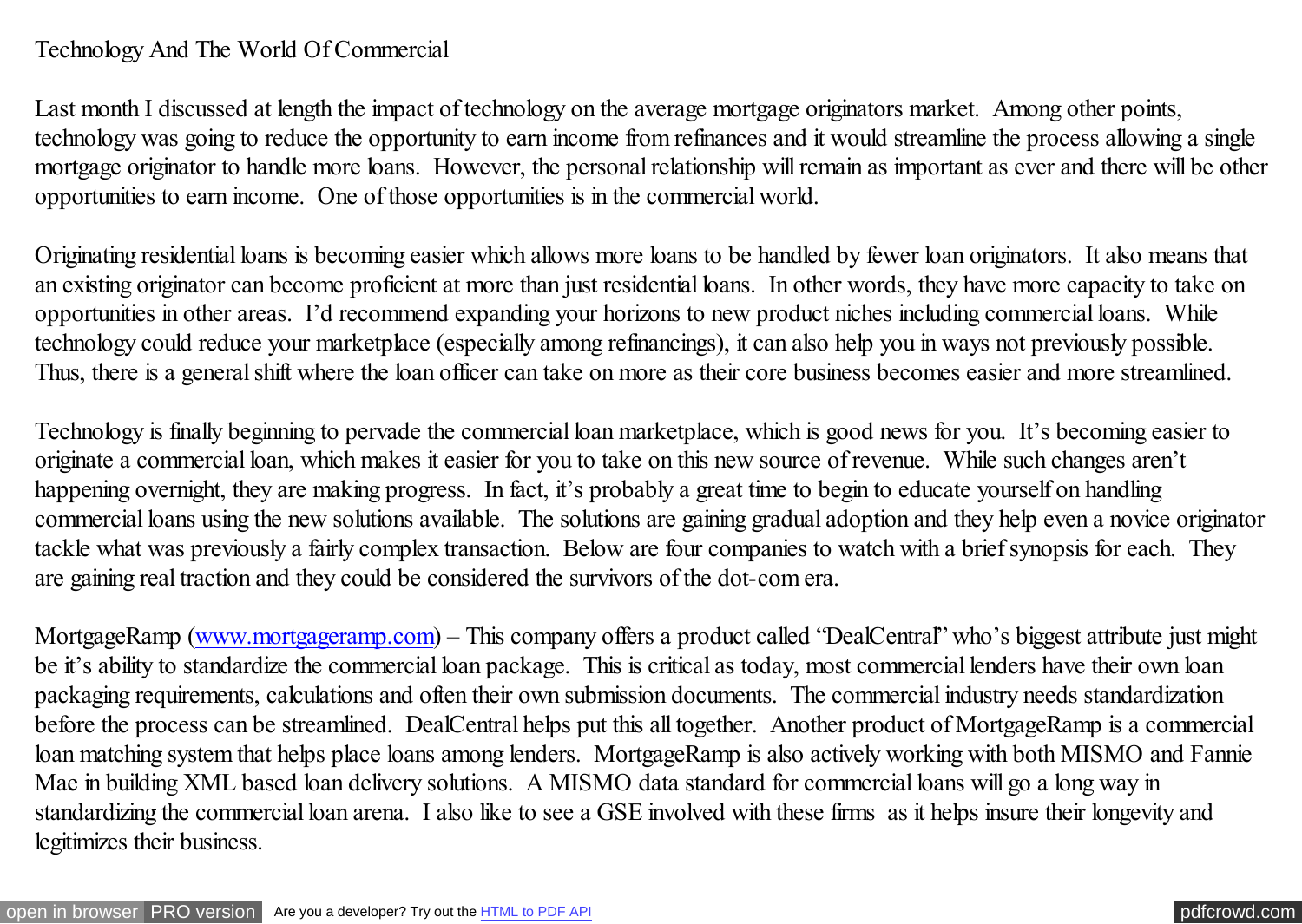# Technology And The World Of Commercial

Last month I discussed at length the impact of technology on the average mortgage originators market. Among other points, technology was going to reduce the opportunity to earn income from refinances and it would streamline the process allowing a single mortgage originator to handle more loans. However, the personal relationship will remain as important as ever and there will be other opportunities to earn income. One of those opportunities is in the commercial world.

Originating residential loans is becoming easier which allows more loans to be handled by fewer loan originators. It also means that an existing originator can become proficient at more than just residential loans. In other words, they have more capacity to take on opportunities in other areas. I'd recommend expanding your horizons to new product niches including commercial loans. While technology could reduce your marketplace (especially among refinancings), it can also help you in ways not previously possible. Thus, there is a general shift where the loan officer can take on more as their core business becomes easier and more streamlined.

Technology is finally beginning to pervade the commercial loan marketplace, which is good news for you. It's becoming easier to originate a commercial loan, which makes it easier for you to take on this new source of revenue. While such changes aren't happening overnight, they are making progress. In fact, it's probably a great time to begin to educate yourself on handling commercial loans using the new solutions available. The solutions are gaining gradual adoption and they help even a novice originator tackle what was previously a fairly complex transaction. Below are four companies to watch with a brief synopsis for each. They are gaining real traction and they could be considered the survivors of the dot-com era.

MortgageRamp ([www.mortgageramp.com](http://www.mortgageramp.com)) – This company offers a product called "DealCentral" who's biggest attribute just might be it's ability to standardize the commercial loan package. This is critical as today, most commercial lenders have their own loan packaging requirements, calculations and often their own submission documents. The commercial industry needs standardization before the process can be streamlined. DealCentral helps put this all together. Another product of MortgageRamp is a commercial loan matching system that helps place loans among lenders. MortgageRamp is also actively working with both MISMO and Fannie Mae in building XML based loan delivery solutions. A MISMO data standard for commercial loans will go a long way in standardizing the commercial loan arena. I also like to see a GSE involved with these firms as it helps insure their longevity and legitimizes their business.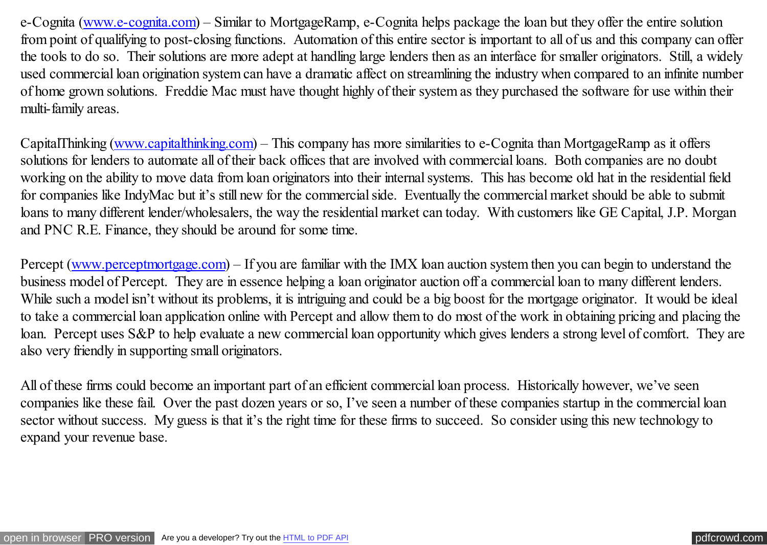e-Cognita ([www.e-cognita.com](http://www.e-cognita.com)) – Similar to MortgageRamp, e-Cognita helps package the loan but they offer the entire solution from point of qualifying to post-closing functions. Automation of this entire sector is important to all of us and this company can offer the tools to do so. Their solutions are more adept at handling large lenders then as an interface for smaller originators. Still, a widely used commercial loan origination system can have a dramatic affect on streamlining the industry when compared to an infinite number of home grown solutions. Freddie Mac must have thought highly of their system as they purchased the software for use within their multi-family areas.

CapitalThinking ([www.capitalthinking.com](http://www.capitalthinking.com)) – This company has more similarities to e-Cognita than MortgageRamp as it offers solutions for lenders to automate all of their back offices that are involved with commercial loans. Both companies are no doubt working on the ability to move data from loan originators into their internal systems. This has become old hat in the residential field for companies like IndyMac but it's still new for the commercial side. Eventually the commercial market should be able to submit loans to many different lender/wholesalers, the way the residential market can today. With customers like GE Capital, J.P. Morgan and PNC R.E. Finance, they should be around for some time.

Percept ([www.perceptmortgage.com](http://www.perceptmortgage.com)) – If you are familiar with the IMX loan auction system then you can begin to understand the business model of Percept. They are in essence helping a loan originator auction off a commercial loan to many different lenders. While such a model isn't without its problems, it is intriguing and could be a big boost for the mortgage originator. It would be ideal to take a commercial loan application online with Percept and allow them to do most of the work in obtaining pricing and placing the loan. Percept uses S&P to help evaluate a new commercial loan opportunity which gives lenders a strong level of comfort. They are also very friendly in supporting small originators.

All of these firms could become an important part of an efficient commercial loan process. Historically however, we've seen companies like these fail. Over the past dozen years or so, I've seen a number of these companies startup in the commercial loan sector without success. My guess is that it's the right time for these firms to succeed. So consider using this new technology to expand your revenue base.